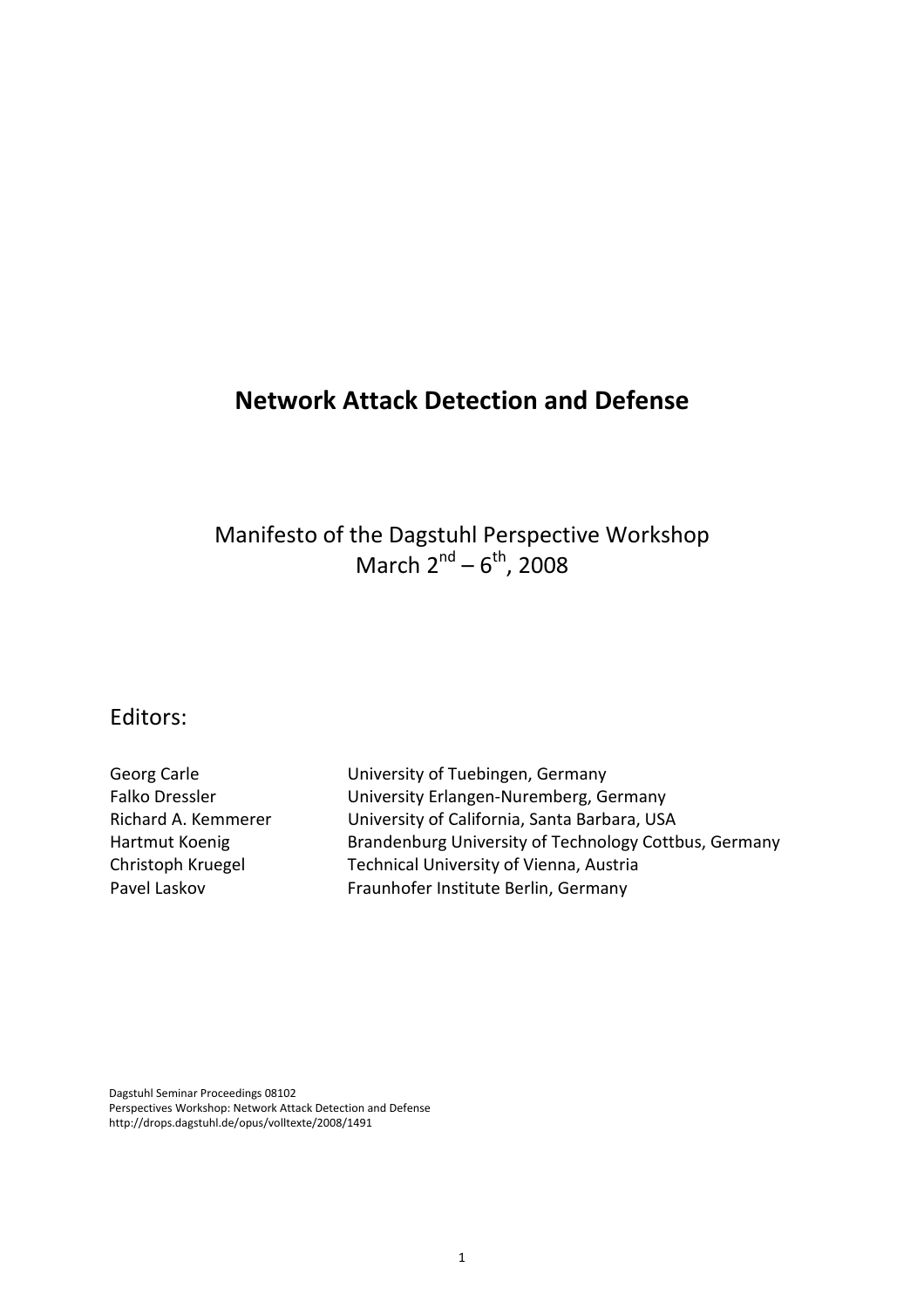# Network Attack Detection and Defense

Manifesto of the Dagstuhl Perspective Workshop
March 2nd – 6th, 2008

Editors:

| | |
|---|---|
| Georg Carle | University of Tuebingen, Germany |
| Falko Dressler | University Erlangen-Nuremberg, Germany |
| Richard A. Kemmerer | University of California, Santa Barbara, USA |
| Hartmut Koenig | Brandenburg University of Technology Cottbus, Germany |
| Christoph Kruegel | Technical University of Vienna, Austria |
| Pavel Laskov | Fraunhofer Institute Berlin, Germany |

Dagstuhl Seminar Proceedings 08102
Perspectives Workshop: Network Attack Detection and Defense
http://drops.dagstuhl.de/opus/volltexte/2008/1491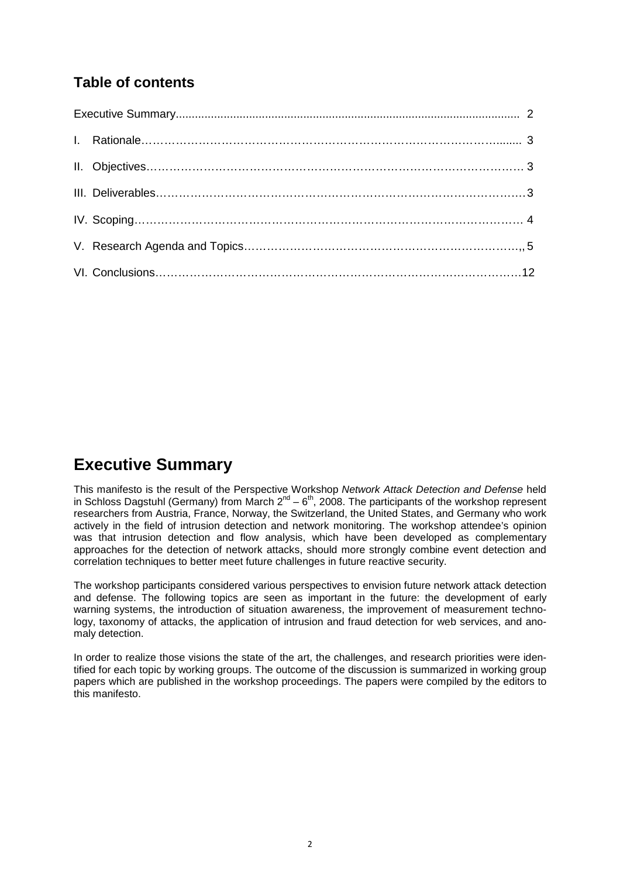## Table of contents

Executive Summary........................................................................................................... 2

I. Rationale…………………………………………………………………………………......... 3

II. Objectives………………………………………………………………………………………… 3

III. Deliverables…………………………………………………………………………………….3

IV. Scoping……………………………………………………………………………………… 4

V. Research Agenda and Topics…………………………………………………………….,, 5

VI. Conclusions…………………………………………………………………………………….12

# Executive Summary

This manifesto is the result of the Perspective Workshop *Network Attack Detection and Defense* held in Schloss Dagstuhl (Germany) from March 2nd – 6th, 2008. The participants of the workshop represent researchers from Austria, France, Norway, the Switzerland, the United States, and Germany who work actively in the field of intrusion detection and network monitoring. The workshop attendee's opinion was that intrusion detection and flow analysis, which have been developed as complementary approaches for the detection of network attacks, should more strongly combine event detection and correlation techniques to better meet future challenges in future reactive security.

The workshop participants considered various perspectives to envision future network attack detection and defense. The following topics are seen as important in the future: the development of early warning systems, the introduction of situation awareness, the improvement of measurement technology, taxonomy of attacks, the application of intrusion and fraud detection for web services, and anomaly detection.

In order to realize those visions the state of the art, the challenges, and research priorities were identified for each topic by working groups. The outcome of the discussion is summarized in working group papers which are published in the workshop proceedings. The papers were compiled by the editors to this manifesto.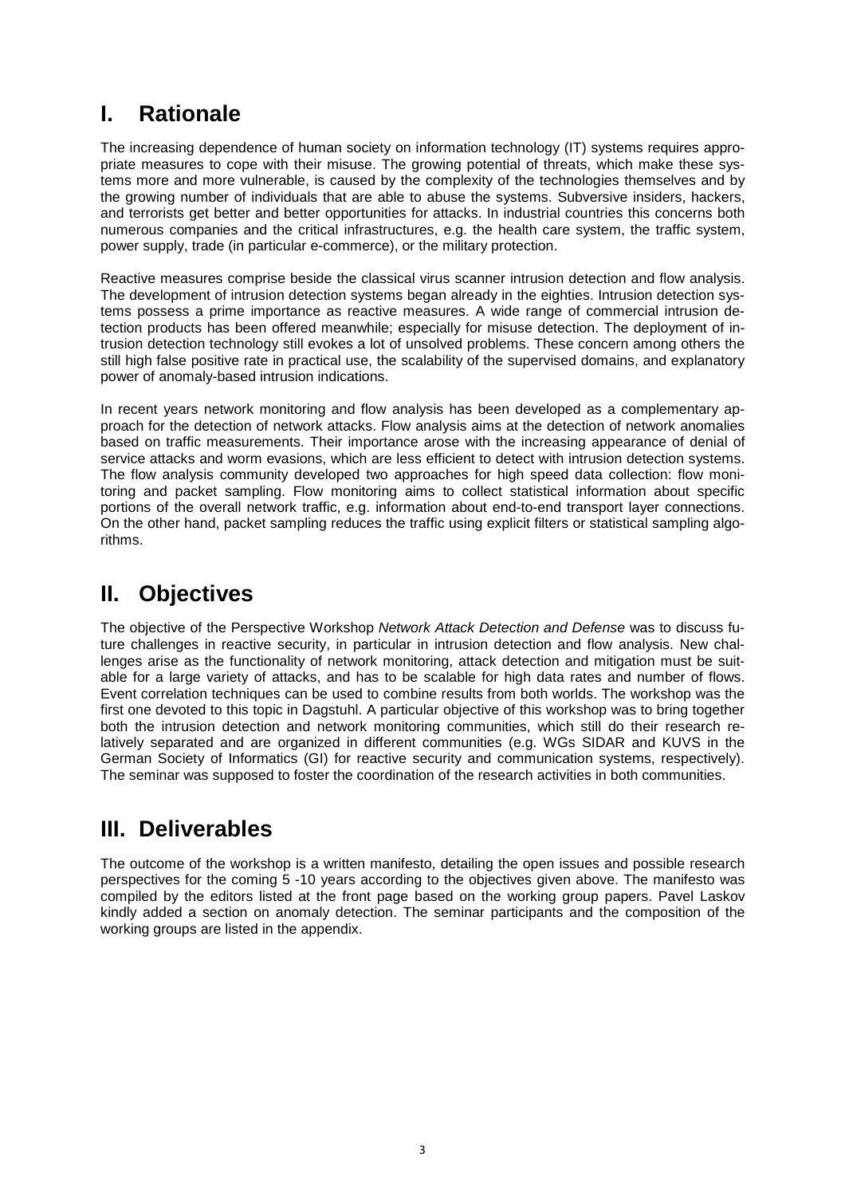# I. Rationale

The increasing dependence of human society on information technology (IT) systems requires appropriate measures to cope with their misuse. The growing potential of threats, which make these systems more and more vulnerable, is caused by the complexity of the technologies themselves and by the growing number of individuals that are able to abuse the systems. Subversive insiders, hackers, and terrorists get better and better opportunities for attacks. In industrial countries this concerns both numerous companies and the critical infrastructures, e.g. the health care system, the traffic system, power supply, trade (in particular e-commerce), or the military protection.

Reactive measures comprise beside the classical virus scanner intrusion detection and flow analysis. The development of intrusion detection systems began already in the eighties. Intrusion detection systems possess a prime importance as reactive measures. A wide range of commercial intrusion detection products has been offered meanwhile; especially for misuse detection. The deployment of intrusion detection technology still evokes a lot of unsolved problems. These concern among others the still high false positive rate in practical use, the scalability of the supervised domains, and explanatory power of anomaly-based intrusion indications.

In recent years network monitoring and flow analysis has been developed as a complementary approach for the detection of network attacks. Flow analysis aims at the detection of network anomalies based on traffic measurements. Their importance arose with the increasing appearance of denial of service attacks and worm evasions, which are less efficient to detect with intrusion detection systems. The flow analysis community developed two approaches for high speed data collection: flow monitoring and packet sampling. Flow monitoring aims to collect statistical information about specific portions of the overall network traffic, e.g. information about end-to-end transport layer connections. On the other hand, packet sampling reduces the traffic using explicit filters or statistical sampling algorithms.

# II. Objectives

The objective of the Perspective Workshop *Network Attack Detection and Defense* was to discuss future challenges in reactive security, in particular in intrusion detection and flow analysis. New challenges arise as the functionality of network monitoring, attack detection and mitigation must be suitable for a large variety of attacks, and has to be scalable for high data rates and number of flows. Event correlation techniques can be used to combine results from both worlds. The workshop was the first one devoted to this topic in Dagstuhl. A particular objective of this workshop was to bring together both the intrusion detection and network monitoring communities, which still do their research relatively separated and are organized in different communities (e.g. WGs SIDAR and KUVS in the German Society of Informatics (GI) for reactive security and communication systems, respectively). The seminar was supposed to foster the coordination of the research activities in both communities.

# III. Deliverables

The outcome of the workshop is a written manifesto, detailing the open issues and possible research perspectives for the coming 5 -10 years according to the objectives given above. The manifesto was compiled by the editors listed at the front page based on the working group papers. Pavel Laskov kindly added a section on anomaly detection. The seminar participants and the composition of the working groups are listed in the appendix.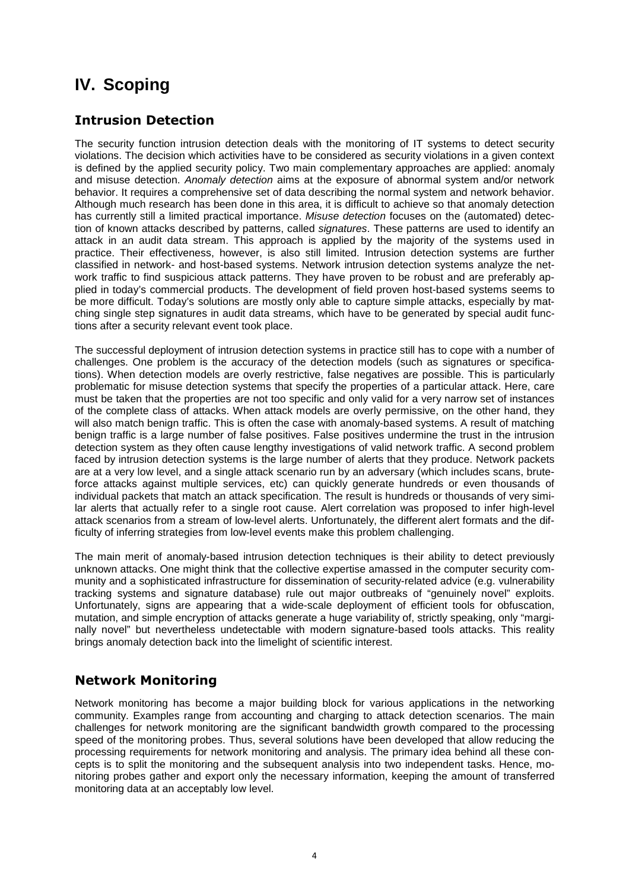# IV. Scoping

## Intrusion Detection

The security function intrusion detection deals with the monitoring of IT systems to detect security violations. The decision which activities have to be considered as security violations in a given context is defined by the applied security policy. Two main complementary approaches are applied: anomaly and misuse detection. *Anomaly detection* aims at the exposure of abnormal system and/or network behavior. It requires a comprehensive set of data describing the normal system and network behavior. Although much research has been done in this area, it is difficult to achieve so that anomaly detection has currently still a limited practical importance. *Misuse detection* focuses on the (automated) detection of known attacks described by patterns, called *signatures*. These patterns are used to identify an attack in an audit data stream. This approach is applied by the majority of the systems used in practice. Their effectiveness, however, is also still limited. Intrusion detection systems are further classified in network- and host-based systems. Network intrusion detection systems analyze the network traffic to find suspicious attack patterns. They have proven to be robust and are preferably applied in today's commercial products. The development of field proven host-based systems seems to be more difficult. Today's solutions are mostly only able to capture simple attacks, especially by matching single step signatures in audit data streams, which have to be generated by special audit functions after a security relevant event took place.

The successful deployment of intrusion detection systems in practice still has to cope with a number of challenges. One problem is the accuracy of the detection models (such as signatures or specifications). When detection models are overly restrictive, false negatives are possible. This is particularly problematic for misuse detection systems that specify the properties of a particular attack. Here, care must be taken that the properties are not too specific and only valid for a very narrow set of instances of the complete class of attacks. When attack models are overly permissive, on the other hand, they will also match benign traffic. This is often the case with anomaly-based systems. A result of matching benign traffic is a large number of false positives. False positives undermine the trust in the intrusion detection system as they often cause lengthy investigations of valid network traffic. A second problem faced by intrusion detection systems is the large number of alerts that they produce. Network packets are at a very low level, and a single attack scenario run by an adversary (which includes scans, brute-force attacks against multiple services, etc) can quickly generate hundreds or even thousands of individual packets that match an attack specification. The result is hundreds or thousands of very similar alerts that actually refer to a single root cause. Alert correlation was proposed to infer high-level attack scenarios from a stream of low-level alerts. Unfortunately, the different alert formats and the difficulty of inferring strategies from low-level events make this problem challenging.

The main merit of anomaly-based intrusion detection techniques is their ability to detect previously unknown attacks. One might think that the collective expertise amassed in the computer security community and a sophisticated infrastructure for dissemination of security-related advice (e.g. vulnerability tracking systems and signature database) rule out major outbreaks of "genuinely novel" exploits. Unfortunately, signs are appearing that a wide-scale deployment of efficient tools for obfuscation, mutation, and simple encryption of attacks generate a huge variability of, strictly speaking, only "marginally novel" but nevertheless undetectable with modern signature-based tools attacks. This reality brings anomaly detection back into the limelight of scientific interest.

## Network Monitoring

Network monitoring has become a major building block for various applications in the networking community. Examples range from accounting and charging to attack detection scenarios. The main challenges for network monitoring are the significant bandwidth growth compared to the processing speed of the monitoring probes. Thus, several solutions have been developed that allow reducing the processing requirements for network monitoring and analysis. The primary idea behind all these concepts is to split the monitoring and the subsequent analysis into two independent tasks. Hence, monitoring probes gather and export only the necessary information, keeping the amount of transferred monitoring data at an acceptably low level.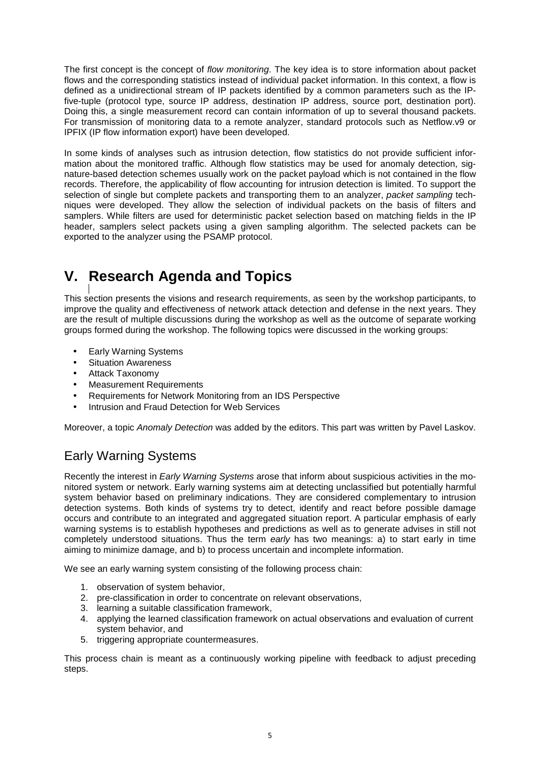The first concept is the concept of *flow monitoring*. The key idea is to store information about packet flows and the corresponding statistics instead of individual packet information. In this context, a flow is defined as a unidirectional stream of IP packets identified by a common parameters such as the IP-five-tuple (protocol type, source IP address, destination IP address, source port, destination port). Doing this, a single measurement record can contain information of up to several thousand packets. For transmission of monitoring data to a remote analyzer, standard protocols such as Netflow.v9 or IPFIX (IP flow information export) have been developed.

In some kinds of analyses such as intrusion detection, flow statistics do not provide sufficient information about the monitored traffic. Although flow statistics may be used for anomaly detection, signature-based detection schemes usually work on the packet payload which is not contained in the flow records. Therefore, the applicability of flow accounting for intrusion detection is limited. To support the selection of single but complete packets and transporting them to an analyzer, *packet sampling* techniques were developed. They allow the selection of individual packets on the basis of filters and samplers. While filters are used for deterministic packet selection based on matching fields in the IP header, samplers select packets using a given sampling algorithm. The selected packets can be exported to the analyzer using the PSAMP protocol.

# V. Research Agenda and Topics

This section presents the visions and research requirements, as seen by the workshop participants, to improve the quality and effectiveness of network attack detection and defense in the next years. They are the result of multiple discussions during the workshop as well as the outcome of separate working groups formed during the workshop. The following topics were discussed in the working groups:

- Early Warning Systems
- Situation Awareness
- Attack Taxonomy
- Measurement Requirements
- Requirements for Network Monitoring from an IDS Perspective
- Intrusion and Fraud Detection for Web Services

Moreover, a topic *Anomaly Detection* was added by the editors. This part was written by Pavel Laskov.

## Early Warning Systems

Recently the interest in *Early Warning Systems* arose that inform about suspicious activities in the monitored system or network. Early warning systems aim at detecting unclassified but potentially harmful system behavior based on preliminary indications. They are considered complementary to intrusion detection systems. Both kinds of systems try to detect, identify and react before possible damage occurs and contribute to an integrated and aggregated situation report. A particular emphasis of early warning systems is to establish hypotheses and predictions as well as to generate advises in still not completely understood situations. Thus the term *early* has two meanings: a) to start early in time aiming to minimize damage, and b) to process uncertain and incomplete information.

We see an early warning system consisting of the following process chain:

1. observation of system behavior,
2. pre-classification in order to concentrate on relevant observations,
3. learning a suitable classification framework,
4. applying the learned classification framework on actual observations and evaluation of current system behavior, and
5. triggering appropriate countermeasures.

This process chain is meant as a continuously working pipeline with feedback to adjust preceding steps.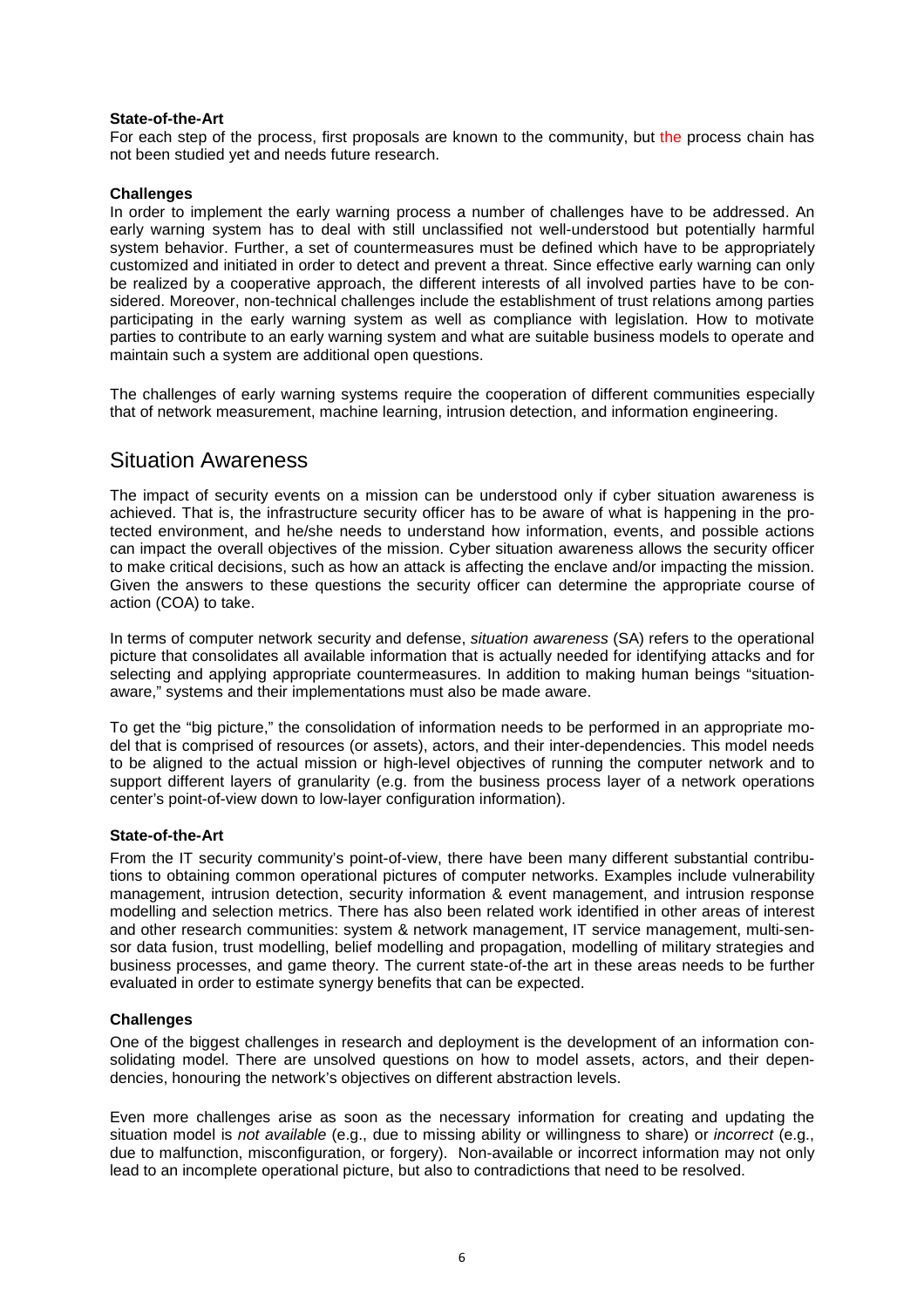**State-of-the-Art**

For each step of the process, first proposals are known to the community, but the process chain has not been studied yet and needs future research.

**Challenges**

In order to implement the early warning process a number of challenges have to be addressed. An early warning system has to deal with still unclassified not well-understood but potentially harmful system behavior. Further, a set of countermeasures must be defined which have to be appropriately customized and initiated in order to detect and prevent a threat. Since effective early warning can only be realized by a cooperative approach, the different interests of all involved parties have to be considered. Moreover, non-technical challenges include the establishment of trust relations among parties participating in the early warning system as well as compliance with legislation. How to motivate parties to contribute to an early warning system and what are suitable business models to operate and maintain such a system are additional open questions.

The challenges of early warning systems require the cooperation of different communities especially that of network measurement, machine learning, intrusion detection, and information engineering.

## Situation Awareness

The impact of security events on a mission can be understood only if cyber situation awareness is achieved. That is, the infrastructure security officer has to be aware of what is happening in the protected environment, and he/she needs to understand how information, events, and possible actions can impact the overall objectives of the mission. Cyber situation awareness allows the security officer to make critical decisions, such as how an attack is affecting the enclave and/or impacting the mission. Given the answers to these questions the security officer can determine the appropriate course of action (COA) to take.

In terms of computer network security and defense, *situation awareness* (SA) refers to the operational picture that consolidates all available information that is actually needed for identifying attacks and for selecting and applying appropriate countermeasures. In addition to making human beings "situation-aware," systems and their implementations must also be made aware.

To get the "big picture," the consolidation of information needs to be performed in an appropriate model that is comprised of resources (or assets), actors, and their inter-dependencies. This model needs to be aligned to the actual mission or high-level objectives of running the computer network and to support different layers of granularity (e.g. from the business process layer of a network operations center's point-of-view down to low-layer configuration information).

**State-of-the-Art**

From the IT security community's point-of-view, there have been many different substantial contributions to obtaining common operational pictures of computer networks. Examples include vulnerability management, intrusion detection, security information & event management, and intrusion response modelling and selection metrics. There has also been related work identified in other areas of interest and other research communities: system & network management, IT service management, multi-sensor data fusion, trust modelling, belief modelling and propagation, modelling of military strategies and business processes, and game theory. The current state-of-the art in these areas needs to be further evaluated in order to estimate synergy benefits that can be expected.

**Challenges**

One of the biggest challenges in research and deployment is the development of an information consolidating model. There are unsolved questions on how to model assets, actors, and their dependencies, honouring the network's objectives on different abstraction levels.

Even more challenges arise as soon as the necessary information for creating and updating the situation model is *not available* (e.g., due to missing ability or willingness to share) or *incorrect* (e.g., due to malfunction, misconfiguration, or forgery). Non-available or incorrect information may not only lead to an incomplete operational picture, but also to contradictions that need to be resolved.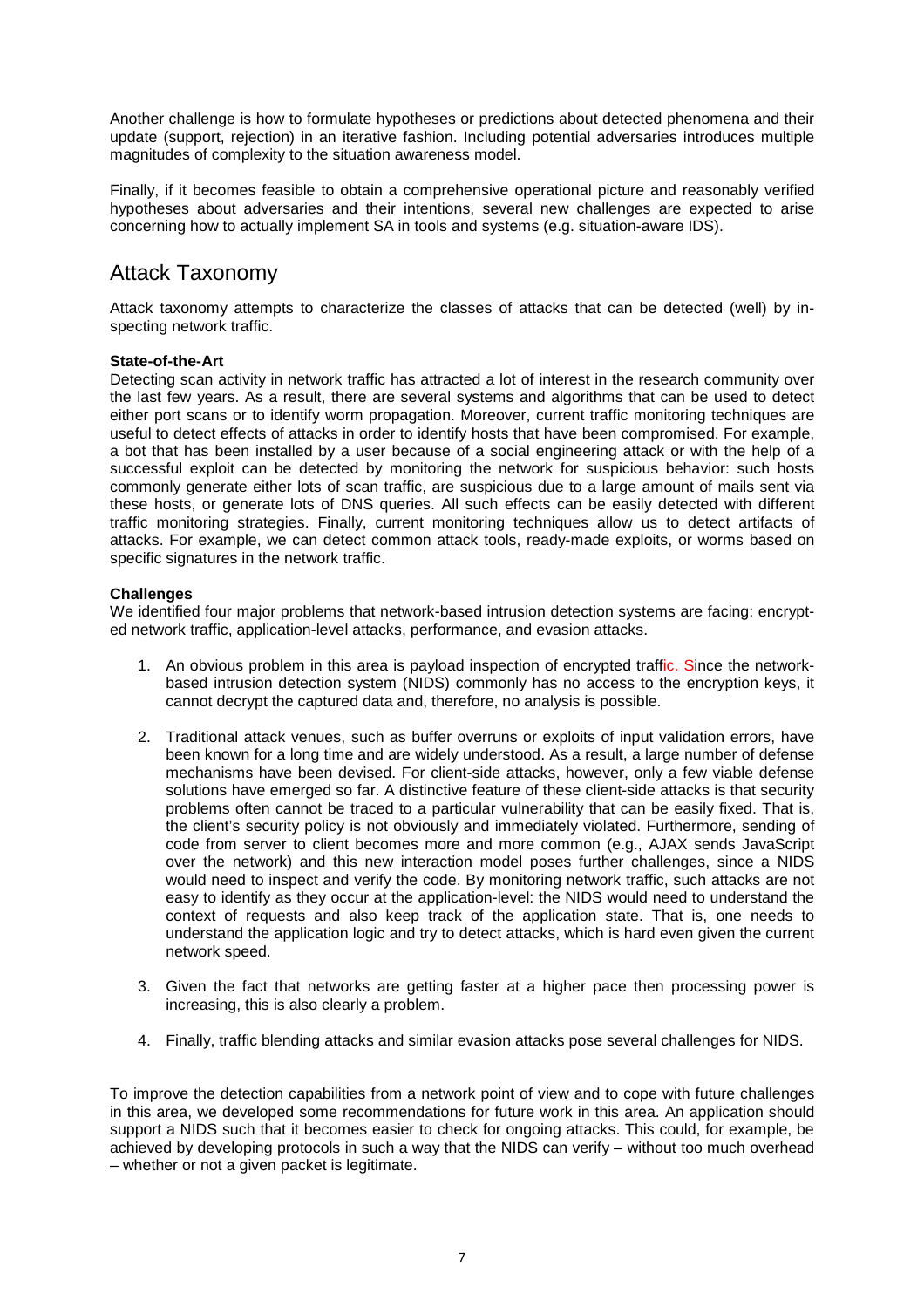Another challenge is how to formulate hypotheses or predictions about detected phenomena and their update (support, rejection) in an iterative fashion. Including potential adversaries introduces multiple magnitudes of complexity to the situation awareness model.

Finally, if it becomes feasible to obtain a comprehensive operational picture and reasonably verified hypotheses about adversaries and their intentions, several new challenges are expected to arise concerning how to actually implement SA in tools and systems (e.g. situation-aware IDS).

## Attack Taxonomy

Attack taxonomy attempts to characterize the classes of attacks that can be detected (well) by inspecting network traffic.

**State-of-the-Art**

Detecting scan activity in network traffic has attracted a lot of interest in the research community over the last few years. As a result, there are several systems and algorithms that can be used to detect either port scans or to identify worm propagation. Moreover, current traffic monitoring techniques are useful to detect effects of attacks in order to identify hosts that have been compromised. For example, a bot that has been installed by a user because of a social engineering attack or with the help of a successful exploit can be detected by monitoring the network for suspicious behavior: such hosts commonly generate either lots of scan traffic, are suspicious due to a large amount of mails sent via these hosts, or generate lots of DNS queries. All such effects can be easily detected with different traffic monitoring strategies. Finally, current monitoring techniques allow us to detect artifacts of attacks. For example, we can detect common attack tools, ready-made exploits, or worms based on specific signatures in the network traffic.

**Challenges**

We identified four major problems that network-based intrusion detection systems are facing: encrypted network traffic, application-level attacks, performance, and evasion attacks.

1. An obvious problem in this area is payload inspection of encrypted traffic. Since the network-based intrusion detection system (NIDS) commonly has no access to the encryption keys, it cannot decrypt the captured data and, therefore, no analysis is possible.

2. Traditional attack venues, such as buffer overruns or exploits of input validation errors, have been known for a long time and are widely understood. As a result, a large number of defense mechanisms have been devised. For client-side attacks, however, only a few viable defense solutions have emerged so far. A distinctive feature of these client-side attacks is that security problems often cannot be traced to a particular vulnerability that can be easily fixed. That is, the client's security policy is not obviously and immediately violated. Furthermore, sending of code from server to client becomes more and more common (e.g., AJAX sends JavaScript over the network) and this new interaction model poses further challenges, since a NIDS would need to inspect and verify the code. By monitoring network traffic, such attacks are not easy to identify as they occur at the application-level: the NIDS would need to understand the context of requests and also keep track of the application state. That is, one needs to understand the application logic and try to detect attacks, which is hard even given the current network speed.

3. Given the fact that networks are getting faster at a higher pace then processing power is increasing, this is also clearly a problem.

4. Finally, traffic blending attacks and similar evasion attacks pose several challenges for NIDS.

To improve the detection capabilities from a network point of view and to cope with future challenges in this area, we developed some recommendations for future work in this area. An application should support a NIDS such that it becomes easier to check for ongoing attacks. This could, for example, be achieved by developing protocols in such a way that the NIDS can verify – without too much overhead – whether or not a given packet is legitimate.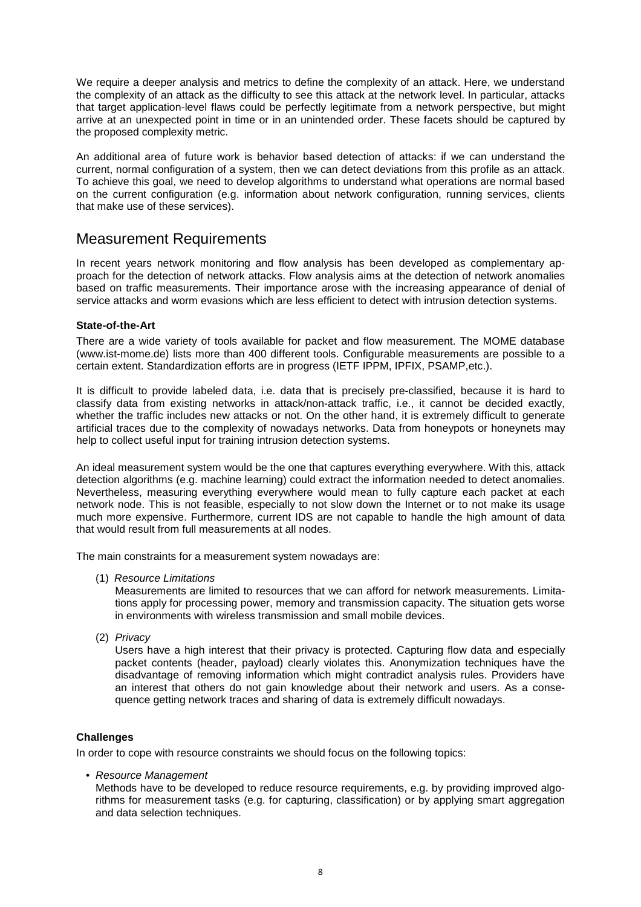We require a deeper analysis and metrics to define the complexity of an attack. Here, we understand the complexity of an attack as the difficulty to see this attack at the network level. In particular, attacks that target application-level flaws could be perfectly legitimate from a network perspective, but might arrive at an unexpected point in time or in an unintended order. These facets should be captured by the proposed complexity metric.

An additional area of future work is behavior based detection of attacks: if we can understand the current, normal configuration of a system, then we can detect deviations from this profile as an attack. To achieve this goal, we need to develop algorithms to understand what operations are normal based on the current configuration (e.g. information about network configuration, running services, clients that make use of these services).

## Measurement Requirements

In recent years network monitoring and flow analysis has been developed as complementary approach for the detection of network attacks. Flow analysis aims at the detection of network anomalies based on traffic measurements. Their importance arose with the increasing appearance of denial of service attacks and worm evasions which are less efficient to detect with intrusion detection systems.

**State-of-the-Art**

There are a wide variety of tools available for packet and flow measurement. The MOME database (www.ist-mome.de) lists more than 400 different tools. Configurable measurements are possible to a certain extent. Standardization efforts are in progress (IETF IPPM, IPFIX, PSAMP,etc.).

It is difficult to provide labeled data, i.e. data that is precisely pre-classified, because it is hard to classify data from existing networks in attack/non-attack traffic, i.e., it cannot be decided exactly, whether the traffic includes new attacks or not. On the other hand, it is extremely difficult to generate artificial traces due to the complexity of nowadays networks. Data from honeypots or honeynets may help to collect useful input for training intrusion detection systems.

An ideal measurement system would be the one that captures everything everywhere. With this, attack detection algorithms (e.g. machine learning) could extract the information needed to detect anomalies. Nevertheless, measuring everything everywhere would mean to fully capture each packet at each network node. This is not feasible, especially to not slow down the Internet or to not make its usage much more expensive. Furthermore, current IDS are not capable to handle the high amount of data that would result from full measurements at all nodes.

The main constraints for a measurement system nowadays are:

(1) *Resource Limitations*
Measurements are limited to resources that we can afford for network measurements. Limitations apply for processing power, memory and transmission capacity. The situation gets worse in environments with wireless transmission and small mobile devices.

(2) *Privacy*
Users have a high interest that their privacy is protected. Capturing flow data and especially packet contents (header, payload) clearly violates this. Anonymization techniques have the disadvantage of removing information which might contradict analysis rules. Providers have an interest that others do not gain knowledge about their network and users. As a consequence getting network traces and sharing of data is extremely difficult nowadays.

**Challenges**

In order to cope with resource constraints we should focus on the following topics:

- *Resource Management*
  Methods have to be developed to reduce resource requirements, e.g. by providing improved algorithms for measurement tasks (e.g. for capturing, classification) or by applying smart aggregation and data selection techniques.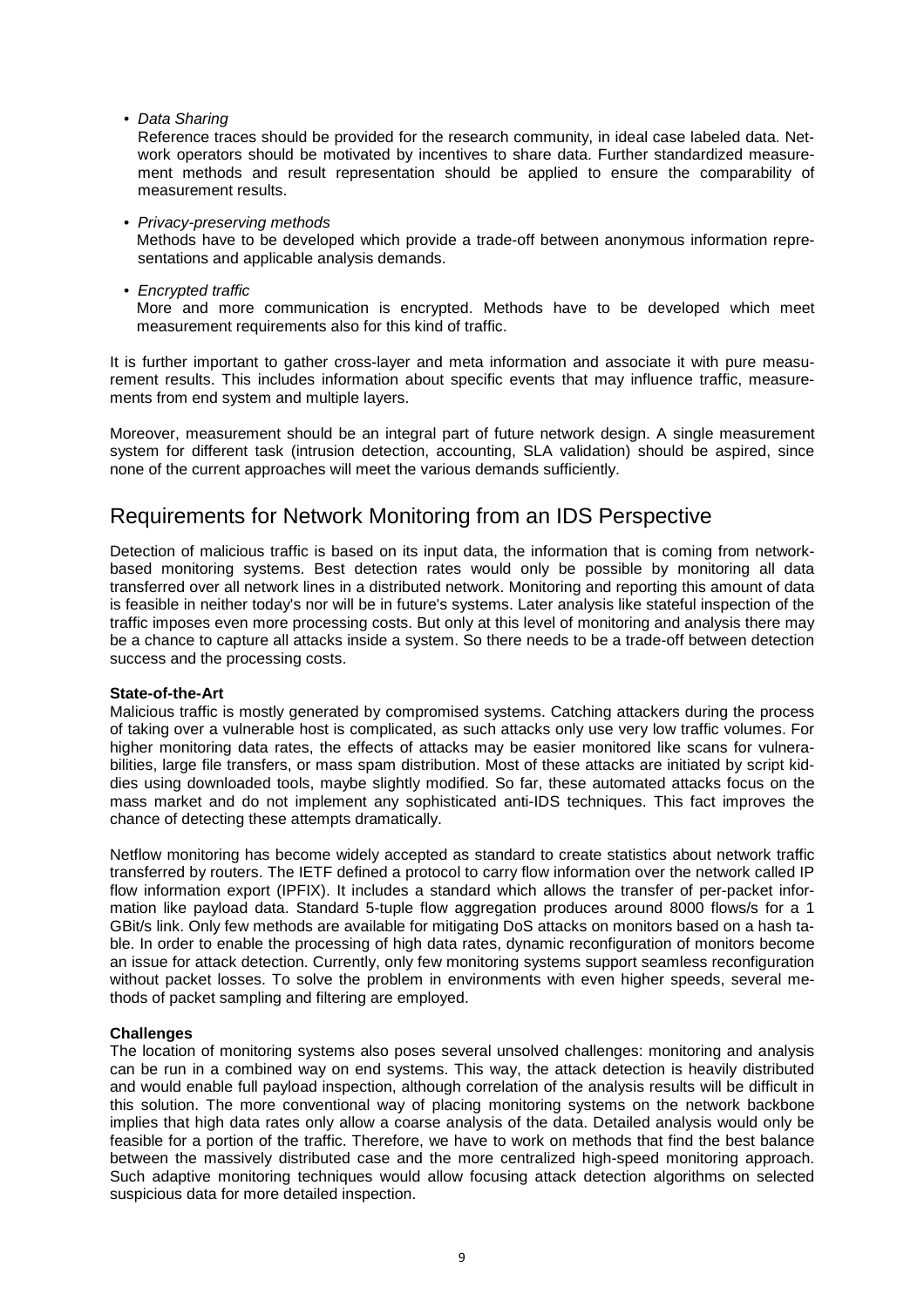- *Data Sharing*
  Reference traces should be provided for the research community, in ideal case labeled data. Network operators should be motivated by incentives to share data. Further standardized measurement methods and result representation should be applied to ensure the comparability of measurement results.

- *Privacy-preserving methods*
  Methods have to be developed which provide a trade-off between anonymous information representations and applicable analysis demands.

- *Encrypted traffic*
  More and more communication is encrypted. Methods have to be developed which meet measurement requirements also for this kind of traffic.

It is further important to gather cross-layer and meta information and associate it with pure measurement results. This includes information about specific events that may influence traffic, measurements from end system and multiple layers.

Moreover, measurement should be an integral part of future network design. A single measurement system for different task (intrusion detection, accounting, SLA validation) should be aspired, since none of the current approaches will meet the various demands sufficiently.

## Requirements for Network Monitoring from an IDS Perspective

Detection of malicious traffic is based on its input data, the information that is coming from network-based monitoring systems. Best detection rates would only be possible by monitoring all data transferred over all network lines in a distributed network. Monitoring and reporting this amount of data is feasible in neither today's nor will be in future's systems. Later analysis like stateful inspection of the traffic imposes even more processing costs. But only at this level of monitoring and analysis there may be a chance to capture all attacks inside a system. So there needs to be a trade-off between detection success and the processing costs.

**State-of-the-Art**
Malicious traffic is mostly generated by compromised systems. Catching attackers during the process of taking over a vulnerable host is complicated, as such attacks only use very low traffic volumes. For higher monitoring data rates, the effects of attacks may be easier monitored like scans for vulnerabilities, large file transfers, or mass spam distribution. Most of these attacks are initiated by script kiddies using downloaded tools, maybe slightly modified. So far, these automated attacks focus on the mass market and do not implement any sophisticated anti-IDS techniques. This fact improves the chance of detecting these attempts dramatically.

Netflow monitoring has become widely accepted as standard to create statistics about network traffic transferred by routers. The IETF defined a protocol to carry flow information over the network called IP flow information export (IPFIX). It includes a standard which allows the transfer of per-packet information like payload data. Standard 5-tuple flow aggregation produces around 8000 flows/s for a 1 GBit/s link. Only few methods are available for mitigating DoS attacks on monitors based on a hash table. In order to enable the processing of high data rates, dynamic reconfiguration of monitors become an issue for attack detection. Currently, only few monitoring systems support seamless reconfiguration without packet losses. To solve the problem in environments with even higher speeds, several methods of packet sampling and filtering are employed.

**Challenges**
The location of monitoring systems also poses several unsolved challenges: monitoring and analysis can be run in a combined way on end systems. This way, the attack detection is heavily distributed and would enable full payload inspection, although correlation of the analysis results will be difficult in this solution. The more conventional way of placing monitoring systems on the network backbone implies that high data rates only allow a coarse analysis of the data. Detailed analysis would only be feasible for a portion of the traffic. Therefore, we have to work on methods that find the best balance between the massively distributed case and the more centralized high-speed monitoring approach. Such adaptive monitoring techniques would allow focusing attack detection algorithms on selected suspicious data for more detailed inspection.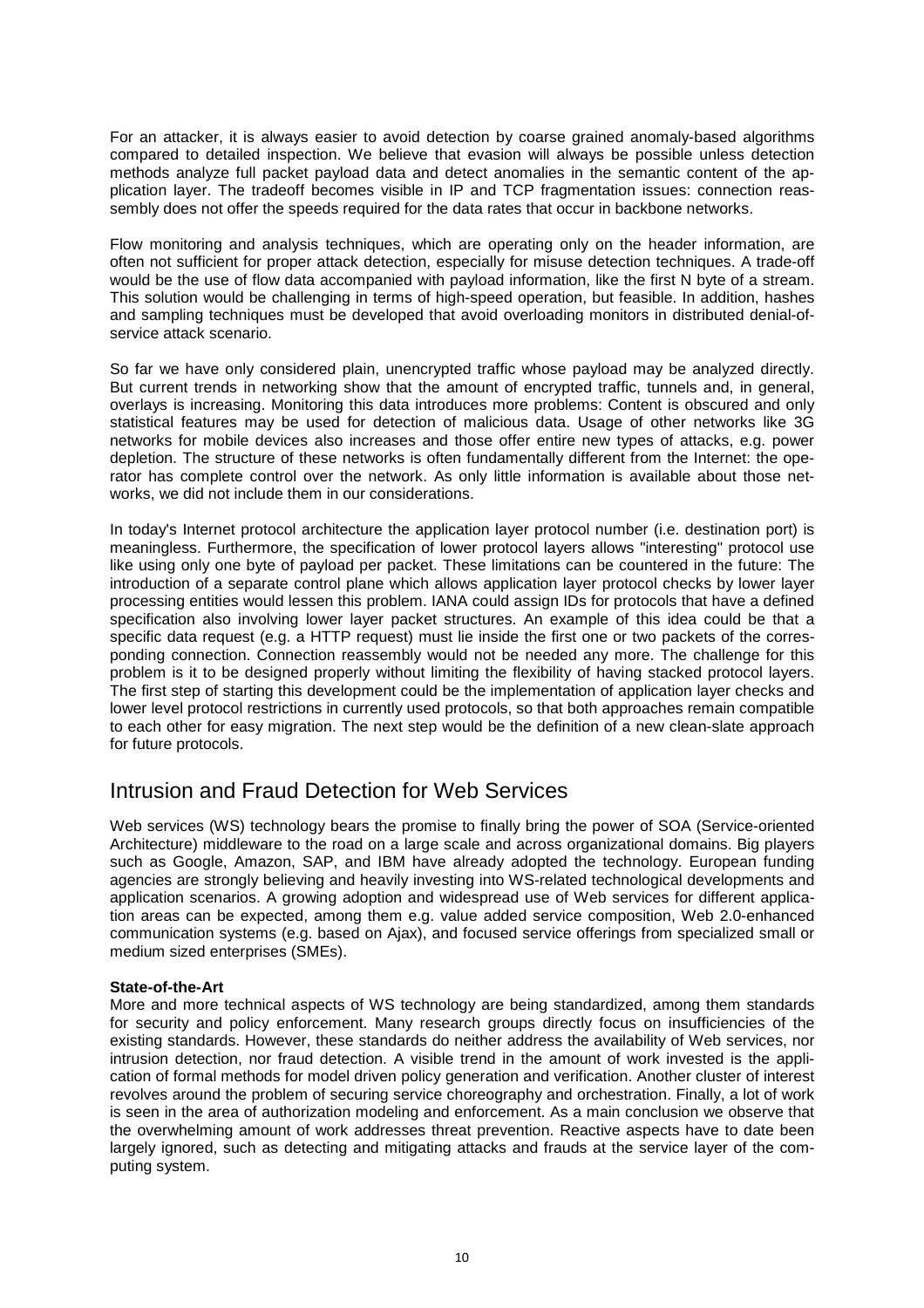For an attacker, it is always easier to avoid detection by coarse grained anomaly-based algorithms compared to detailed inspection. We believe that evasion will always be possible unless detection methods analyze full packet payload data and detect anomalies in the semantic content of the application layer. The tradeoff becomes visible in IP and TCP fragmentation issues: connection reassembly does not offer the speeds required for the data rates that occur in backbone networks.

Flow monitoring and analysis techniques, which are operating only on the header information, are often not sufficient for proper attack detection, especially for misuse detection techniques. A trade-off would be the use of flow data accompanied with payload information, like the first N byte of a stream. This solution would be challenging in terms of high-speed operation, but feasible. In addition, hashes and sampling techniques must be developed that avoid overloading monitors in distributed denial-of-service attack scenario.

So far we have only considered plain, unencrypted traffic whose payload may be analyzed directly. But current trends in networking show that the amount of encrypted traffic, tunnels and, in general, overlays is increasing. Monitoring this data introduces more problems: Content is obscured and only statistical features may be used for detection of malicious data. Usage of other networks like 3G networks for mobile devices also increases and those offer entire new types of attacks, e.g. power depletion. The structure of these networks is often fundamentally different from the Internet: the operator has complete control over the network. As only little information is available about those networks, we did not include them in our considerations.

In today's Internet protocol architecture the application layer protocol number (i.e. destination port) is meaningless. Furthermore, the specification of lower protocol layers allows "interesting" protocol use like using only one byte of payload per packet. These limitations can be countered in the future: The introduction of a separate control plane which allows application layer protocol checks by lower layer processing entities would lessen this problem. IANA could assign IDs for protocols that have a defined specification also involving lower layer packet structures. An example of this idea could be that a specific data request (e.g. a HTTP request) must lie inside the first one or two packets of the corresponding connection. Connection reassembly would not be needed any more. The challenge for this problem is it to be designed properly without limiting the flexibility of having stacked protocol layers. The first step of starting this development could be the implementation of application layer checks and lower level protocol restrictions in currently used protocols, so that both approaches remain compatible to each other for easy migration. The next step would be the definition of a new clean-slate approach for future protocols.

## Intrusion and Fraud Detection for Web Services

Web services (WS) technology bears the promise to finally bring the power of SOA (Service-oriented Architecture) middleware to the road on a large scale and across organizational domains. Big players such as Google, Amazon, SAP, and IBM have already adopted the technology. European funding agencies are strongly believing and heavily investing into WS-related technological developments and application scenarios. A growing adoption and widespread use of Web services for different application areas can be expected, among them e.g. value added service composition, Web 2.0-enhanced communication systems (e.g. based on Ajax), and focused service offerings from specialized small or medium sized enterprises (SMEs).

**State-of-the-Art**

More and more technical aspects of WS technology are being standardized, among them standards for security and policy enforcement. Many research groups directly focus on insufficiencies of the existing standards. However, these standards do neither address the availability of Web services, nor intrusion detection, nor fraud detection. A visible trend in the amount of work invested is the application of formal methods for model driven policy generation and verification. Another cluster of interest revolves around the problem of securing service choreography and orchestration. Finally, a lot of work is seen in the area of authorization modeling and enforcement. As a main conclusion we observe that the overwhelming amount of work addresses threat prevention. Reactive aspects have to date been largely ignored, such as detecting and mitigating attacks and frauds at the service layer of the computing system.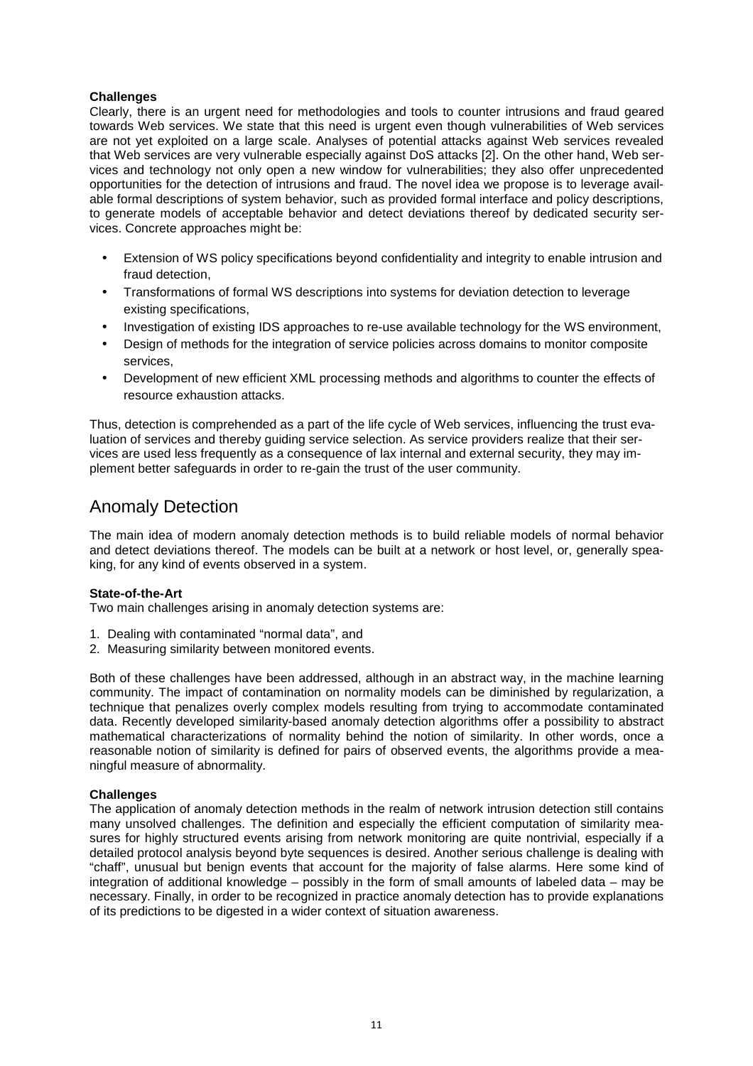**Challenges**

Clearly, there is an urgent need for methodologies and tools to counter intrusions and fraud geared towards Web services. We state that this need is urgent even though vulnerabilities of Web services are not yet exploited on a large scale. Analyses of potential attacks against Web services revealed that Web services are very vulnerable especially against DoS attacks [2]. On the other hand, Web services and technology not only open a new window for vulnerabilities; they also offer unprecedented opportunities for the detection of intrusions and fraud. The novel idea we propose is to leverage available formal descriptions of system behavior, such as provided formal interface and policy descriptions, to generate models of acceptable behavior and detect deviations thereof by dedicated security services. Concrete approaches might be:

- Extension of WS policy specifications beyond confidentiality and integrity to enable intrusion and fraud detection,
- Transformations of formal WS descriptions into systems for deviation detection to leverage existing specifications,
- Investigation of existing IDS approaches to re-use available technology for the WS environment,
- Design of methods for the integration of service policies across domains to monitor composite services,
- Development of new efficient XML processing methods and algorithms to counter the effects of resource exhaustion attacks.

Thus, detection is comprehended as a part of the life cycle of Web services, influencing the trust evaluation of services and thereby guiding service selection. As service providers realize that their services are used less frequently as a consequence of lax internal and external security, they may implement better safeguards in order to re-gain the trust of the user community.

## Anomaly Detection

The main idea of modern anomaly detection methods is to build reliable models of normal behavior and detect deviations thereof. The models can be built at a network or host level, or, generally speaking, for any kind of events observed in a system.

**State-of-the-Art**

Two main challenges arising in anomaly detection systems are:

1. Dealing with contaminated "normal data", and
2. Measuring similarity between monitored events.

Both of these challenges have been addressed, although in an abstract way, in the machine learning community. The impact of contamination on normality models can be diminished by regularization, a technique that penalizes overly complex models resulting from trying to accommodate contaminated data. Recently developed similarity-based anomaly detection algorithms offer a possibility to abstract mathematical characterizations of normality behind the notion of similarity. In other words, once a reasonable notion of similarity is defined for pairs of observed events, the algorithms provide a meaningful measure of abnormality.

**Challenges**

The application of anomaly detection methods in the realm of network intrusion detection still contains many unsolved challenges. The definition and especially the efficient computation of similarity measures for highly structured events arising from network monitoring are quite nontrivial, especially if a detailed protocol analysis beyond byte sequences is desired. Another serious challenge is dealing with "chaff", unusual but benign events that account for the majority of false alarms. Here some kind of integration of additional knowledge – possibly in the form of small amounts of labeled data – may be necessary. Finally, in order to be recognized in practice anomaly detection has to provide explanations of its predictions to be digested in a wider context of situation awareness.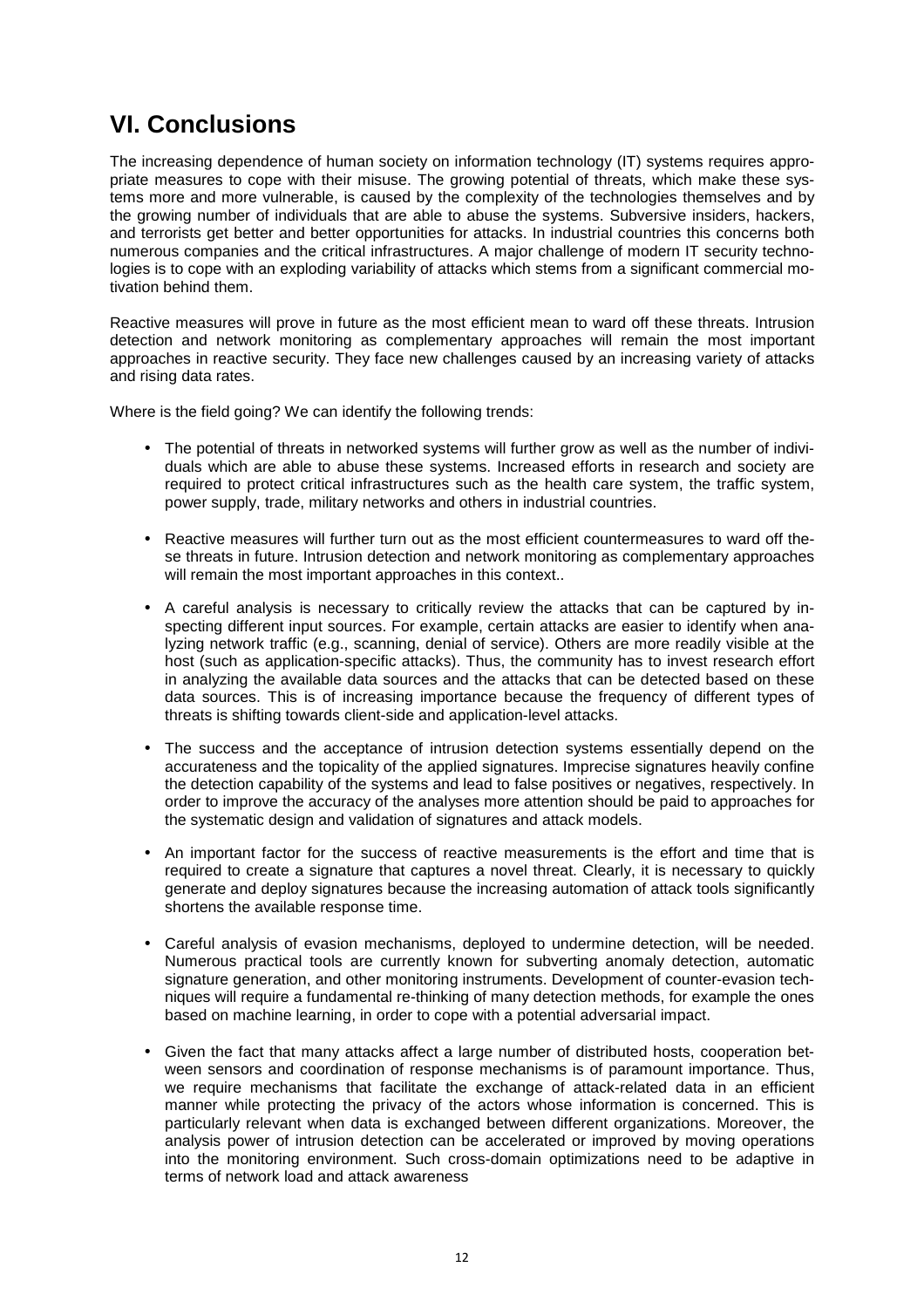# VI. Conclusions

The increasing dependence of human society on information technology (IT) systems requires appropriate measures to cope with their misuse. The growing potential of threats, which make these systems more and more vulnerable, is caused by the complexity of the technologies themselves and by the growing number of individuals that are able to abuse the systems. Subversive insiders, hackers, and terrorists get better and better opportunities for attacks. In industrial countries this concerns both numerous companies and the critical infrastructures. A major challenge of modern IT security technologies is to cope with an exploding variability of attacks which stems from a significant commercial motivation behind them.

Reactive measures will prove in future as the most efficient mean to ward off these threats. Intrusion detection and network monitoring as complementary approaches will remain the most important approaches in reactive security. They face new challenges caused by an increasing variety of attacks and rising data rates.

Where is the field going? We can identify the following trends:

- The potential of threats in networked systems will further grow as well as the number of individuals which are able to abuse these systems. Increased efforts in research and society are required to protect critical infrastructures such as the health care system, the traffic system, power supply, trade, military networks and others in industrial countries.
- Reactive measures will further turn out as the most efficient countermeasures to ward off these threats in future. Intrusion detection and network monitoring as complementary approaches will remain the most important approaches in this context..
- A careful analysis is necessary to critically review the attacks that can be captured by inspecting different input sources. For example, certain attacks are easier to identify when analyzing network traffic (e.g., scanning, denial of service). Others are more readily visible at the host (such as application-specific attacks). Thus, the community has to invest research effort in analyzing the available data sources and the attacks that can be detected based on these data sources. This is of increasing importance because the frequency of different types of threats is shifting towards client-side and application-level attacks.
- The success and the acceptance of intrusion detection systems essentially depend on the accurateness and the topicality of the applied signatures. Imprecise signatures heavily confine the detection capability of the systems and lead to false positives or negatives, respectively. In order to improve the accuracy of the analyses more attention should be paid to approaches for the systematic design and validation of signatures and attack models.
- An important factor for the success of reactive measurements is the effort and time that is required to create a signature that captures a novel threat. Clearly, it is necessary to quickly generate and deploy signatures because the increasing automation of attack tools significantly shortens the available response time.
- Careful analysis of evasion mechanisms, deployed to undermine detection, will be needed. Numerous practical tools are currently known for subverting anomaly detection, automatic signature generation, and other monitoring instruments. Development of counter-evasion techniques will require a fundamental re-thinking of many detection methods, for example the ones based on machine learning, in order to cope with a potential adversarial impact.
- Given the fact that many attacks affect a large number of distributed hosts, cooperation between sensors and coordination of response mechanisms is of paramount importance. Thus, we require mechanisms that facilitate the exchange of attack-related data in an efficient manner while protecting the privacy of the actors whose information is concerned. This is particularly relevant when data is exchanged between different organizations. Moreover, the analysis power of intrusion detection can be accelerated or improved by moving operations into the monitoring environment. Such cross-domain optimizations need to be adaptive in terms of network load and attack awareness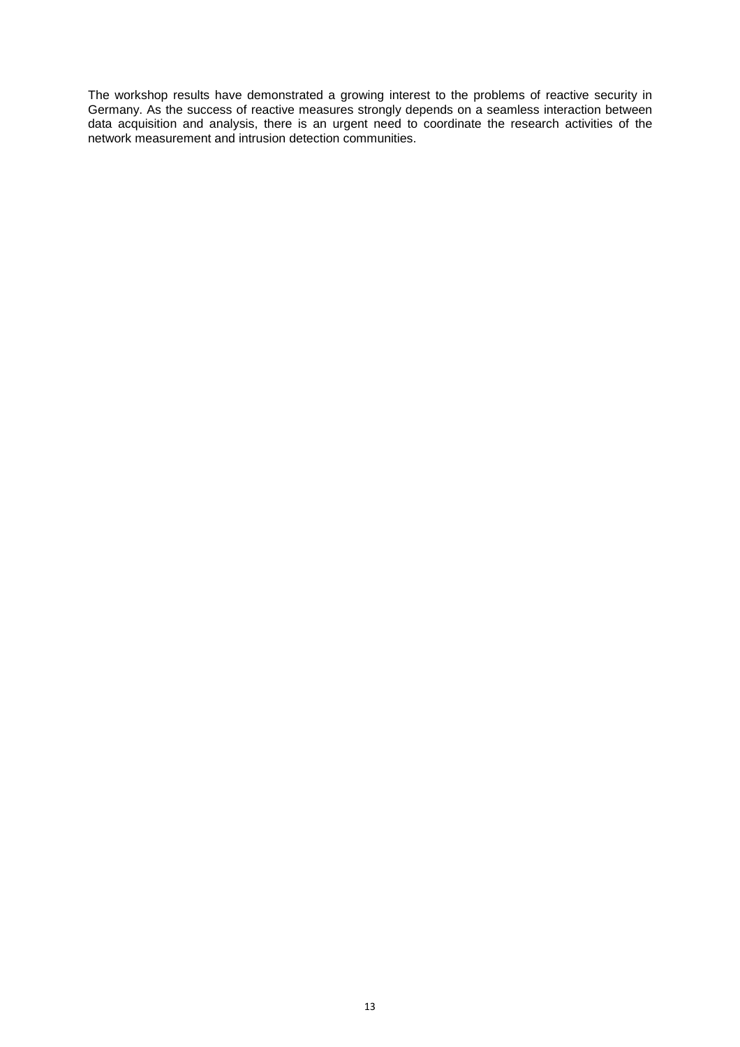The workshop results have demonstrated a growing interest to the problems of reactive security in Germany. As the success of reactive measures strongly depends on a seamless interaction between data acquisition and analysis, there is an urgent need to coordinate the research activities of the network measurement and intrusion detection communities.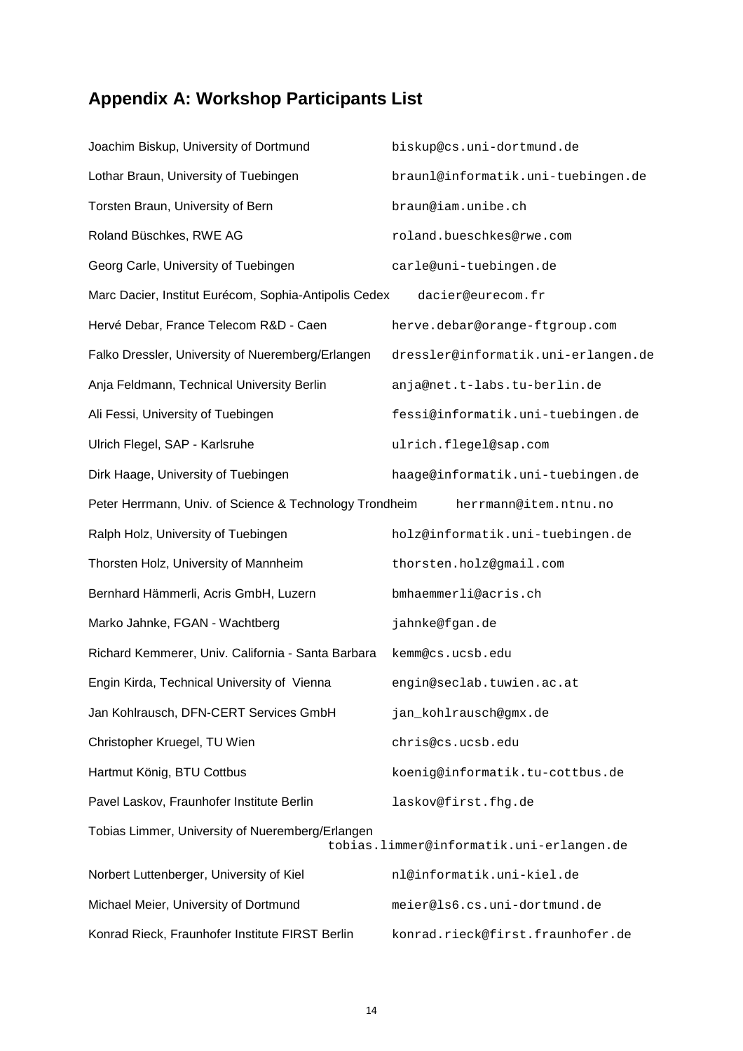## Appendix A: Workshop Participants List

| | |
|---|---|
| Joachim Biskup, University of Dortmund | biskup@cs.uni-dortmund.de |
| Lothar Braun, University of Tuebingen | braunl@informatik.uni-tuebingen.de |
| Torsten Braun, University of Bern | braun@iam.unibe.ch |
| Roland Büschkes, RWE AG | roland.bueschkes@rwe.com |
| Georg Carle, University of Tuebingen | carle@uni-tuebingen.de |
| Marc Dacier, Institut Eurécom, Sophia-Antipolis Cedex | dacier@eurecom.fr |
| Hervé Debar, France Telecom R&D - Caen | herve.debar@orange-ftgroup.com |
| Falko Dressler, University of Nueremberg/Erlangen | dressler@informatik.uni-erlangen.de |
| Anja Feldmann, Technical University Berlin | anja@net.t-labs.tu-berlin.de |
| Ali Fessi, University of Tuebingen | fessi@informatik.uni-tuebingen.de |
| Ulrich Flegel, SAP - Karlsruhe | ulrich.flegel@sap.com |
| Dirk Haage, University of Tuebingen | haage@informatik.uni-tuebingen.de |
| Peter Herrmann, Univ. of Science & Technology Trondheim | herrmann@item.ntnu.no |
| Ralph Holz, University of Tuebingen | holz@informatik.uni-tuebingen.de |
| Thorsten Holz, University of Mannheim | thorsten.holz@gmail.com |
| Bernhard Hämmerli, Acris GmbH, Luzern | bmhaemmerli@acris.ch |
| Marko Jahnke, FGAN - Wachtberg | jahnke@fgan.de |
| Richard Kemmerer, Univ. California - Santa Barbara | kemm@cs.ucsb.edu |
| Engin Kirda, Technical University of Vienna | engin@seclab.tuwien.ac.at |
| Jan Kohlrausch, DFN-CERT Services GmbH | jan_kohlrausch@gmx.de |
| Christopher Kruegel, TU Wien | chris@cs.ucsb.edu |
| Hartmut König, BTU Cottbus | koenig@informatik.tu-cottbus.de |
| Pavel Laskov, Fraunhofer Institute Berlin | laskov@first.fhg.de |
| Tobias Limmer, University of Nueremberg/Erlangen | tobias.limmer@informatik.uni-erlangen.de |
| Norbert Luttenberger, University of Kiel | nl@informatik.uni-kiel.de |
| Michael Meier, University of Dortmund | meier@ls6.cs.uni-dortmund.de |
| Konrad Rieck, Fraunhofer Institute FIRST Berlin | konrad.rieck@first.fraunhofer.de |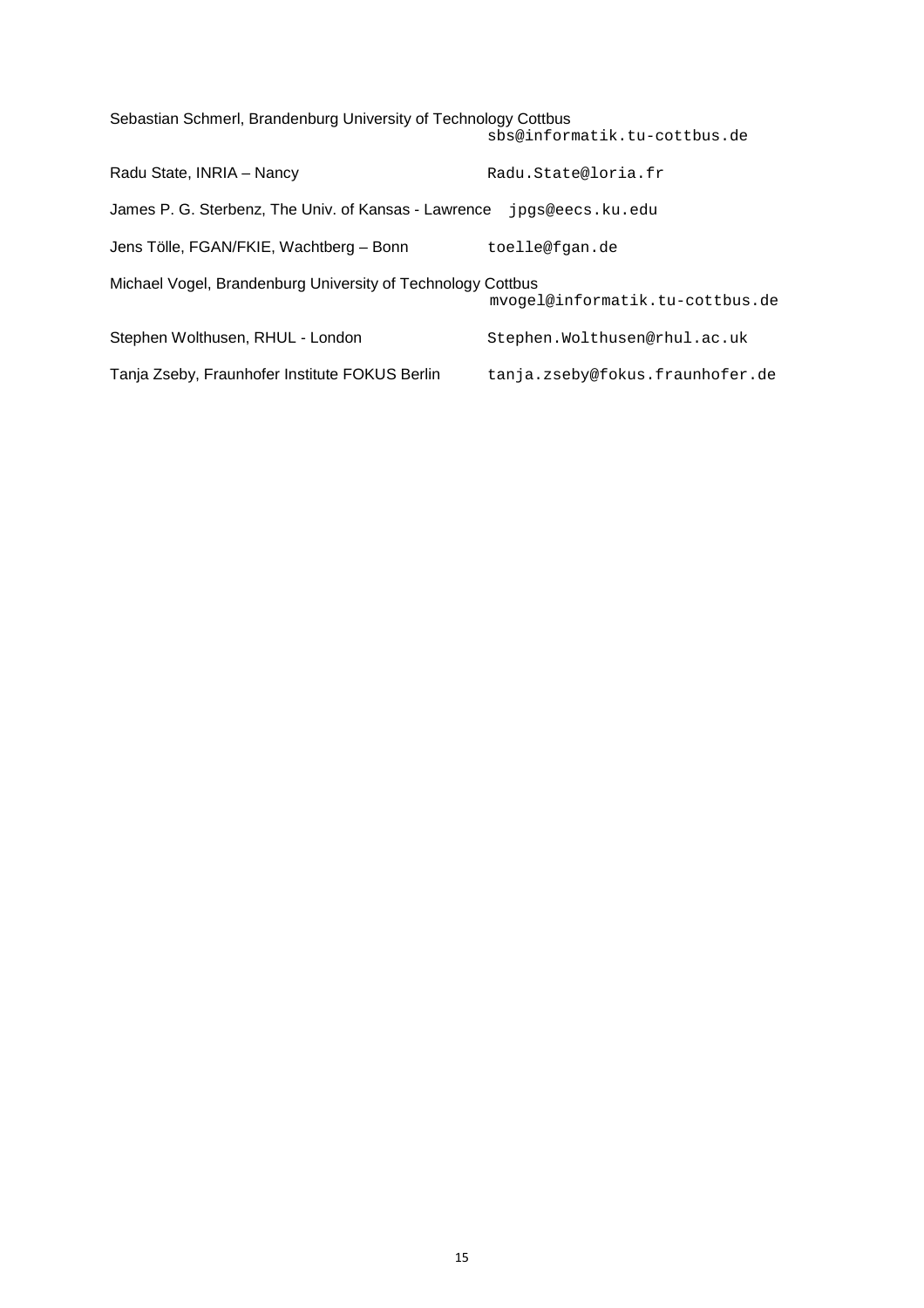Sebastian Schmerl, Brandenburg University of Technology Cottbus
sbs@informatik.tu-cottbus.de

Radu State, INRIA – Nancy Radu.State@loria.fr

James P. G. Sterbenz, The Univ. of Kansas - Lawrence jpgs@eecs.ku.edu

Jens Tölle, FGAN/FKIE, Wachtberg – Bonn toelle@fgan.de

Michael Vogel, Brandenburg University of Technology Cottbus
mvogel@informatik.tu-cottbus.de

Stephen Wolthusen, RHUL - London Stephen.Wolthusen@rhul.ac.uk

Tanja Zseby, Fraunhofer Institute FOKUS Berlin tanja.zseby@fokus.fraunhofer.de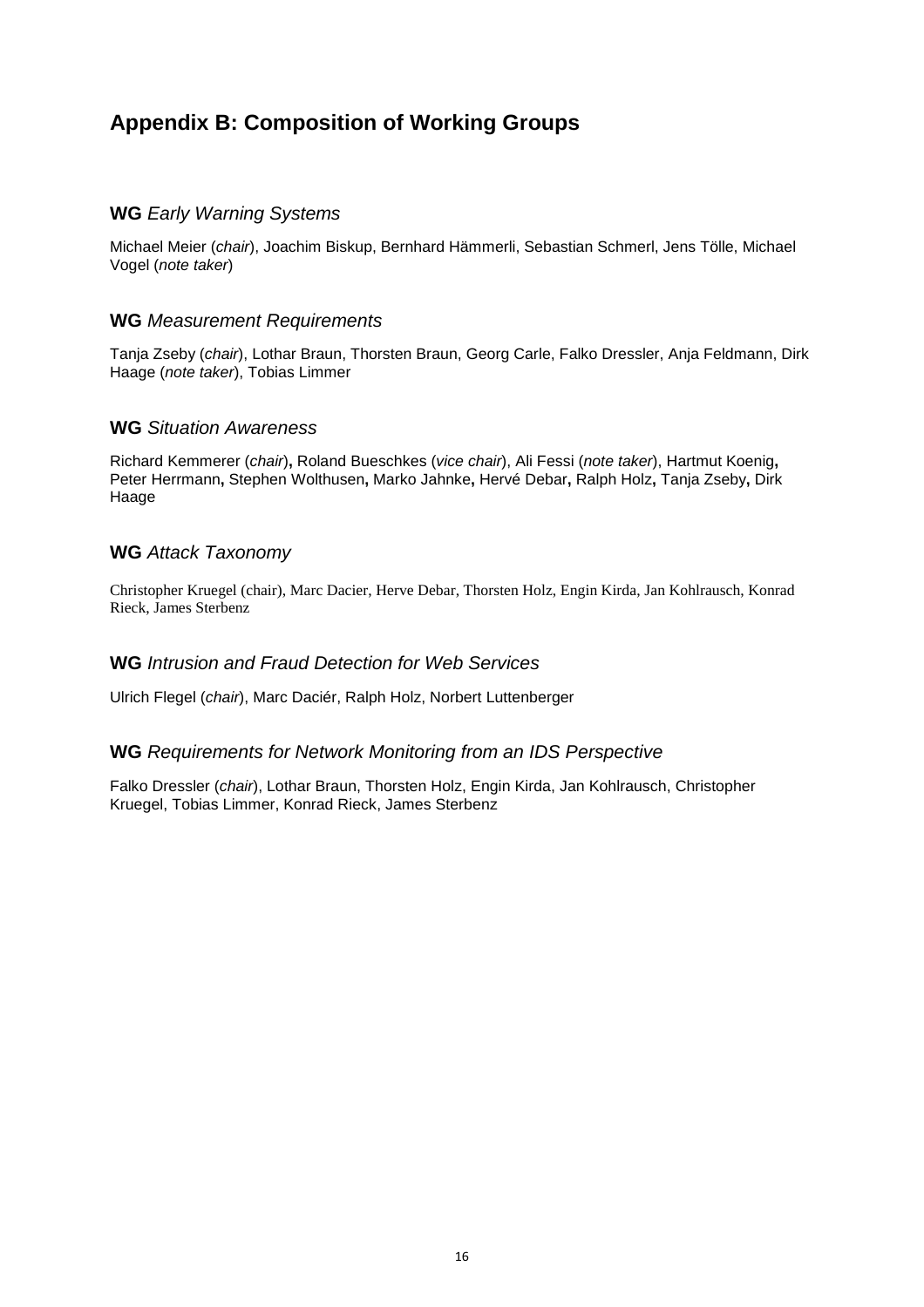## Appendix B: Composition of Working Groups

### **WG** *Early Warning Systems*

Michael Meier (*chair*), Joachim Biskup, Bernhard Hämmerli, Sebastian Schmerl, Jens Tölle, Michael Vogel (*note taker*)

### **WG** *Measurement Requirements*

Tanja Zseby (*chair*), Lothar Braun, Thorsten Braun, Georg Carle, Falko Dressler, Anja Feldmann, Dirk Haage (*note taker*), Tobias Limmer

### **WG** *Situation Awareness*

Richard Kemmerer (*chair*)**,** Roland Bueschkes (*vice chair*), Ali Fessi (*note taker*), Hartmut Koenig**,** Peter Herrmann**,** Stephen Wolthusen**,** Marko Jahnke**,** Hervé Debar**,** Ralph Holz**,** Tanja Zseby**,** Dirk Haage

### **WG** *Attack Taxonomy*

Christopher Kruegel (chair), Marc Dacier, Herve Debar, Thorsten Holz, Engin Kirda, Jan Kohlrausch, Konrad Rieck, James Sterbenz

### **WG** *Intrusion and Fraud Detection for Web Services*

Ulrich Flegel (*chair*), Marc Daciér, Ralph Holz, Norbert Luttenberger

### **WG** *Requirements for Network Monitoring from an IDS Perspective*

Falko Dressler (*chair*), Lothar Braun, Thorsten Holz, Engin Kirda, Jan Kohlrausch, Christopher Kruegel, Tobias Limmer, Konrad Rieck, James Sterbenz